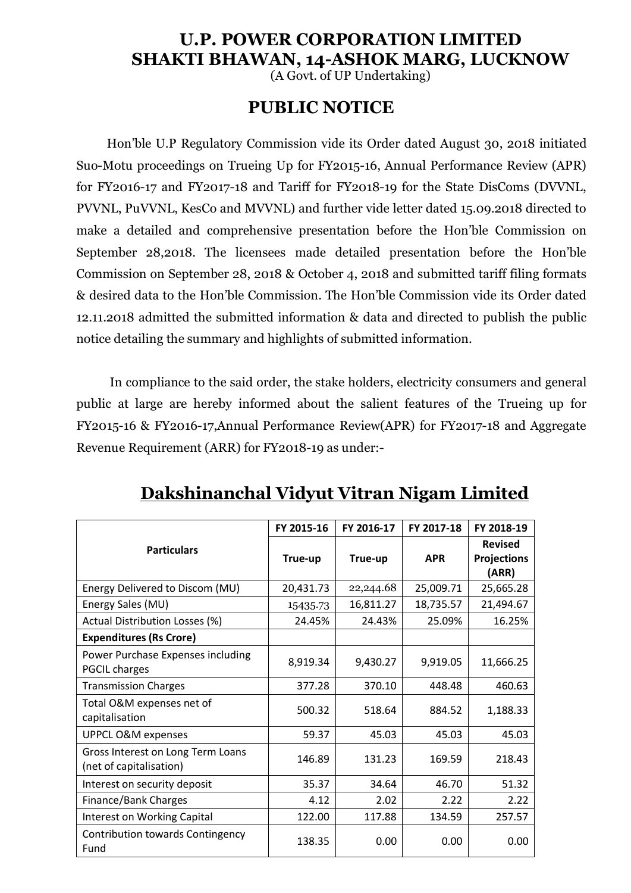# U.P. POWER CORPORATION LIMITED
# SHAKTI BHAWAN, 14-ASHOK MARG, LUCKNOW

(A Govt. of UP Undertaking)

## PUBLIC NOTICE

Hon'ble U.P Regulatory Commission vide its Order dated August 30, 2018 initiated Suo-Motu proceedings on Trueing Up for FY2015-16, Annual Performance Review (APR) for FY2016-17 and FY2017-18 and Tariff for FY2018-19 for the State DisComs (DVVNL, PVVNL, PuVVNL, KesCo and MVVNL) and further vide letter dated 15.09.2018 directed to make a detailed and comprehensive presentation before the Hon'ble Commission on September 28,2018. The licensees made detailed presentation before the Hon'ble Commission on September 28, 2018 & October 4, 2018 and submitted tariff filing formats & desired data to the Hon'ble Commission. The Hon'ble Commission vide its Order dated 12.11.2018 admitted the submitted information & data and directed to publish the public notice detailing the summary and highlights of submitted information.

In compliance to the said order, the stake holders, electricity consumers and general public at large are hereby informed about the salient features of the Trueing up for FY2015-16 & FY2016-17,Annual Performance Review(APR) for FY2017-18 and Aggregate Revenue Requirement (ARR) for FY2018-19 as under:-

## Dakshinanchal Vidyut Vitran Nigam Limited

| Particulars | FY 2015-16 | FY 2016-17 | FY 2017-18 | FY 2018-19 |
|---|---|---|---|---|
| | True-up | True-up | APR | Revised Projections (ARR) |
| Energy Delivered to Discom (MU) | 20,431.73 | 22,244.68 | 25,009.71 | 25,665.28 |
| Energy Sales (MU) | 15435.73 | 16,811.27 | 18,735.57 | 21,494.67 |
| Actual Distribution Losses (%) | 24.45% | 24.43% | 25.09% | 16.25% |
| **Expenditures (Rs Crore)** | | | | |
| Power Purchase Expenses including PGCIL charges | 8,919.34 | 9,430.27 | 9,919.05 | 11,666.25 |
| Transmission Charges | 377.28 | 370.10 | 448.48 | 460.63 |
| Total O&M expenses net of capitalisation | 500.32 | 518.64 | 884.52 | 1,188.33 |
| UPPCL O&M expenses | 59.37 | 45.03 | 45.03 | 45.03 |
| Gross Interest on Long Term Loans (net of capitalisation) | 146.89 | 131.23 | 169.59 | 218.43 |
| Interest on security deposit | 35.37 | 34.64 | 46.70 | 51.32 |
| Finance/Bank Charges | 4.12 | 2.02 | 2.22 | 2.22 |
| Interest on Working Capital | 122.00 | 117.88 | 134.59 | 257.57 |
| Contribution towards Contingency Fund | 138.35 | 0.00 | 0.00 | 0.00 |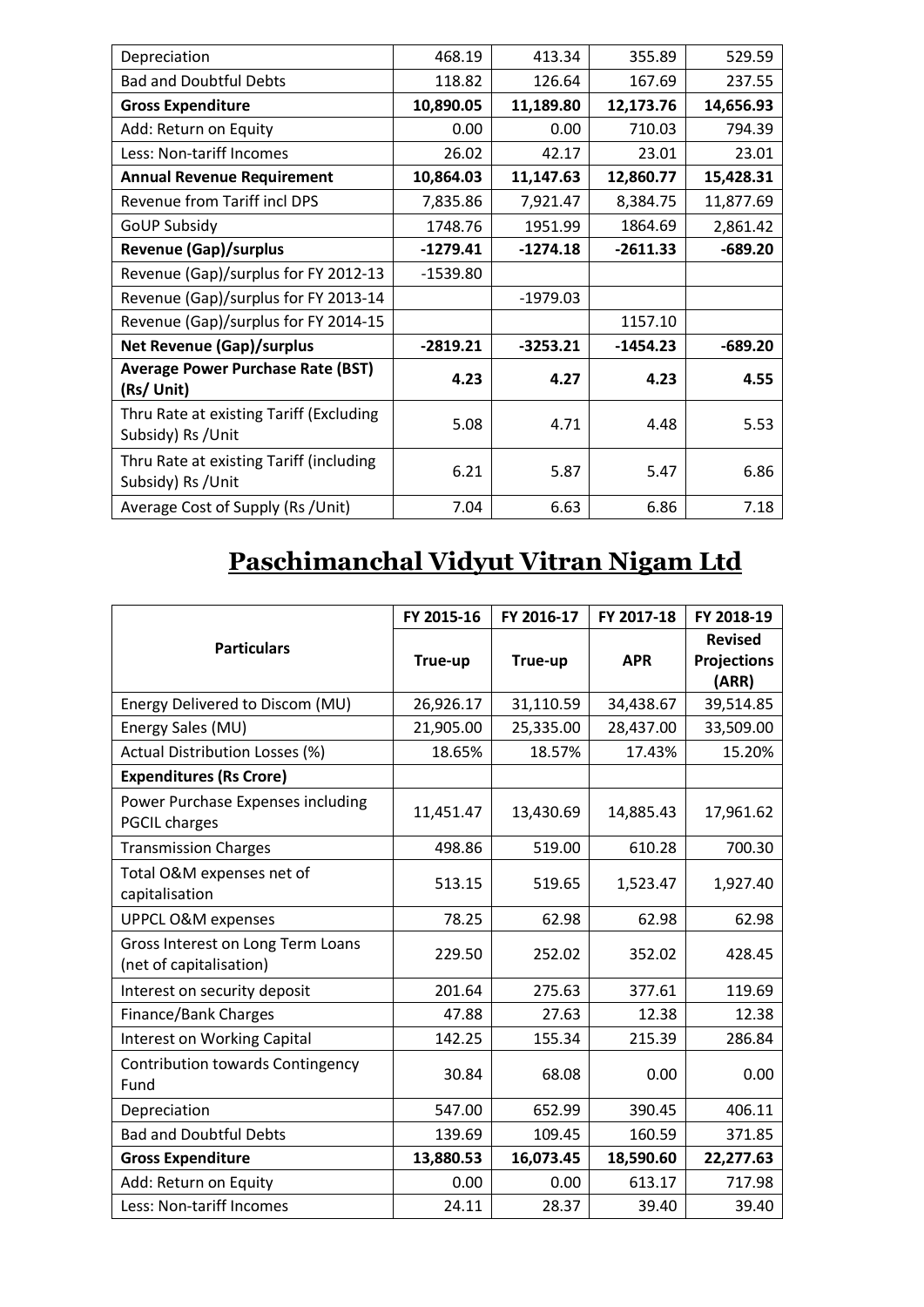| Depreciation | 468.19 | 413.34 | 355.89 | 529.59 |
|---|---|---|---|---|
| Bad and Doubtful Debts | 118.82 | 126.64 | 167.69 | 237.55 |
| **Gross Expenditure** | **10,890.05** | **11,189.80** | **12,173.76** | **14,656.93** |
| Add: Return on Equity | 0.00 | 0.00 | 710.03 | 794.39 |
| Less: Non-tariff Incomes | 26.02 | 42.17 | 23.01 | 23.01 |
| **Annual Revenue Requirement** | **10,864.03** | **11,147.63** | **12,860.77** | **15,428.31** |
| Revenue from Tariff incl DPS | 7,835.86 | 7,921.47 | 8,384.75 | 11,877.69 |
| GoUP Subsidy | 1748.76 | 1951.99 | 1864.69 | 2,861.42 |
| **Revenue (Gap)/surplus** | **-1279.41** | **-1274.18** | **-2611.33** | **-689.20** |
| Revenue (Gap)/surplus for FY 2012-13 | -1539.80 | | | |
| Revenue (Gap)/surplus for FY 2013-14 | | -1979.03 | | |
| Revenue (Gap)/surplus for FY 2014-15 | | | 1157.10 | |
| **Net Revenue (Gap)/surplus** | **-2819.21** | **-3253.21** | **-1454.23** | **-689.20** |
| **Average Power Purchase Rate (BST) (Rs/ Unit)** | **4.23** | **4.27** | **4.23** | **4.55** |
| Thru Rate at existing Tariff (Excluding Subsidy) Rs /Unit | 5.08 | 4.71 | 4.48 | 5.53 |
| Thru Rate at existing Tariff (including Subsidy) Rs /Unit | 6.21 | 5.87 | 5.47 | 6.86 |
| Average Cost of Supply (Rs /Unit) | 7.04 | 6.63 | 6.86 | 7.18 |

# Paschimanchal Vidyut Vitran Nigam Ltd

| Particulars | FY 2015-16 | FY 2016-17 | FY 2017-18 | FY 2018-19 |
|---|---|---|---|---|
| | True-up | True-up | APR | Revised Projections (ARR) |
| Energy Delivered to Discom (MU) | 26,926.17 | 31,110.59 | 34,438.67 | 39,514.85 |
| Energy Sales (MU) | 21,905.00 | 25,335.00 | 28,437.00 | 33,509.00 |
| Actual Distribution Losses (%) | 18.65% | 18.57% | 17.43% | 15.20% |
| **Expenditures (Rs Crore)** | | | | |
| Power Purchase Expenses including PGCIL charges | 11,451.47 | 13,430.69 | 14,885.43 | 17,961.62 |
| Transmission Charges | 498.86 | 519.00 | 610.28 | 700.30 |
| Total O&M expenses net of capitalisation | 513.15 | 519.65 | 1,523.47 | 1,927.40 |
| UPPCL O&M expenses | 78.25 | 62.98 | 62.98 | 62.98 |
| Gross Interest on Long Term Loans (net of capitalisation) | 229.50 | 252.02 | 352.02 | 428.45 |
| Interest on security deposit | 201.64 | 275.63 | 377.61 | 119.69 |
| Finance/Bank Charges | 47.88 | 27.63 | 12.38 | 12.38 |
| Interest on Working Capital | 142.25 | 155.34 | 215.39 | 286.84 |
| Contribution towards Contingency Fund | 30.84 | 68.08 | 0.00 | 0.00 |
| Depreciation | 547.00 | 652.99 | 390.45 | 406.11 |
| Bad and Doubtful Debts | 139.69 | 109.45 | 160.59 | 371.85 |
| **Gross Expenditure** | **13,880.53** | **16,073.45** | **18,590.60** | **22,277.63** |
| Add: Return on Equity | 0.00 | 0.00 | 613.17 | 717.98 |
| Less: Non-tariff Incomes | 24.11 | 28.37 | 39.40 | 39.40 |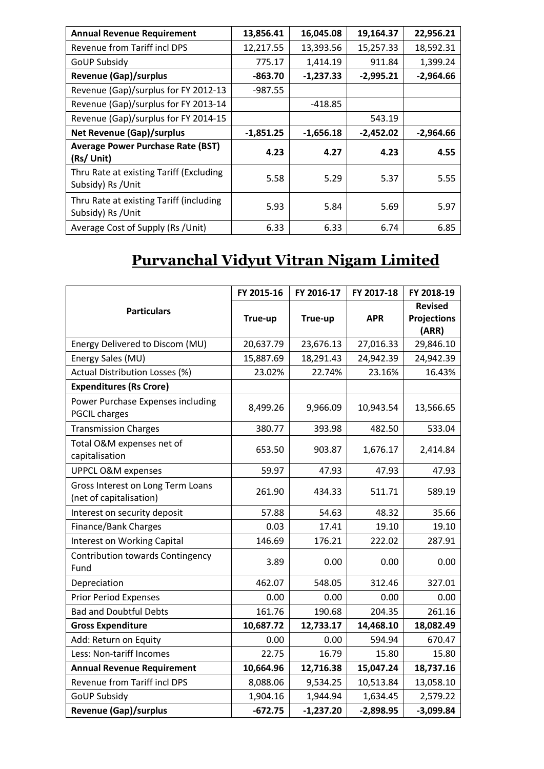| Annual Revenue Requirement | 13,856.41 | 16,045.08 | 19,164.37 | 22,956.21 |
|---|---|---|---|---|
| Revenue from Tariff incl DPS | 12,217.55 | 13,393.56 | 15,257.33 | 18,592.31 |
| GoUP Subsidy | 775.17 | 1,414.19 | 911.84 | 1,399.24 |
| **Revenue (Gap)/surplus** | **-863.70** | **-1,237.33** | **-2,995.21** | **-2,964.66** |
| Revenue (Gap)/surplus for FY 2012-13 | -987.55 | | | |
| Revenue (Gap)/surplus for FY 2013-14 | | -418.85 | | |
| Revenue (Gap)/surplus for FY 2014-15 | | | 543.19 | |
| **Net Revenue (Gap)/surplus** | **-1,851.25** | **-1,656.18** | **-2,452.02** | **-2,964.66** |
| **Average Power Purchase Rate (BST) (Rs/ Unit)** | **4.23** | **4.27** | **4.23** | **4.55** |
| Thru Rate at existing Tariff (Excluding Subsidy) Rs /Unit | 5.58 | 5.29 | 5.37 | 5.55 |
| Thru Rate at existing Tariff (including Subsidy) Rs /Unit | 5.93 | 5.84 | 5.69 | 5.97 |
| Average Cost of Supply (Rs /Unit) | 6.33 | 6.33 | 6.74 | 6.85 |

# Purvanchal Vidyut Vitran Nigam Limited

| Particulars | FY 2015-16 | FY 2016-17 | FY 2017-18 | FY 2018-19 |
|---|---|---|---|---|
| | True-up | True-up | APR | Revised Projections (ARR) |
| Energy Delivered to Discom (MU) | 20,637.79 | 23,676.13 | 27,016.33 | 29,846.10 |
| Energy Sales (MU) | 15,887.69 | 18,291.43 | 24,942.39 | 24,942.39 |
| Actual Distribution Losses (%) | 23.02% | 22.74% | 23.16% | 16.43% |
| **Expenditures (Rs Crore)** | | | | |
| Power Purchase Expenses including PGCIL charges | 8,499.26 | 9,966.09 | 10,943.54 | 13,566.65 |
| Transmission Charges | 380.77 | 393.98 | 482.50 | 533.04 |
| Total O&M expenses net of capitalisation | 653.50 | 903.87 | 1,676.17 | 2,414.84 |
| UPPCL O&M expenses | 59.97 | 47.93 | 47.93 | 47.93 |
| Gross Interest on Long Term Loans (net of capitalisation) | 261.90 | 434.33 | 511.71 | 589.19 |
| Interest on security deposit | 57.88 | 54.63 | 48.32 | 35.66 |
| Finance/Bank Charges | 0.03 | 17.41 | 19.10 | 19.10 |
| Interest on Working Capital | 146.69 | 176.21 | 222.02 | 287.91 |
| Contribution towards Contingency Fund | 3.89 | 0.00 | 0.00 | 0.00 |
| Depreciation | 462.07 | 548.05 | 312.46 | 327.01 |
| Prior Period Expenses | 0.00 | 0.00 | 0.00 | 0.00 |
| Bad and Doubtful Debts | 161.76 | 190.68 | 204.35 | 261.16 |
| **Gross Expenditure** | **10,687.72** | **12,733.17** | **14,468.10** | **18,082.49** |
| Add: Return on Equity | 0.00 | 0.00 | 594.94 | 670.47 |
| Less: Non-tariff Incomes | 22.75 | 16.79 | 15.80 | 15.80 |
| **Annual Revenue Requirement** | **10,664.96** | **12,716.38** | **15,047.24** | **18,737.16** |
| Revenue from Tariff incl DPS | 8,088.06 | 9,534.25 | 10,513.84 | 13,058.10 |
| GoUP Subsidy | 1,904.16 | 1,944.94 | 1,634.45 | 2,579.22 |
| **Revenue (Gap)/surplus** | **-672.75** | **-1,237.20** | **-2,898.95** | **-3,099.84** |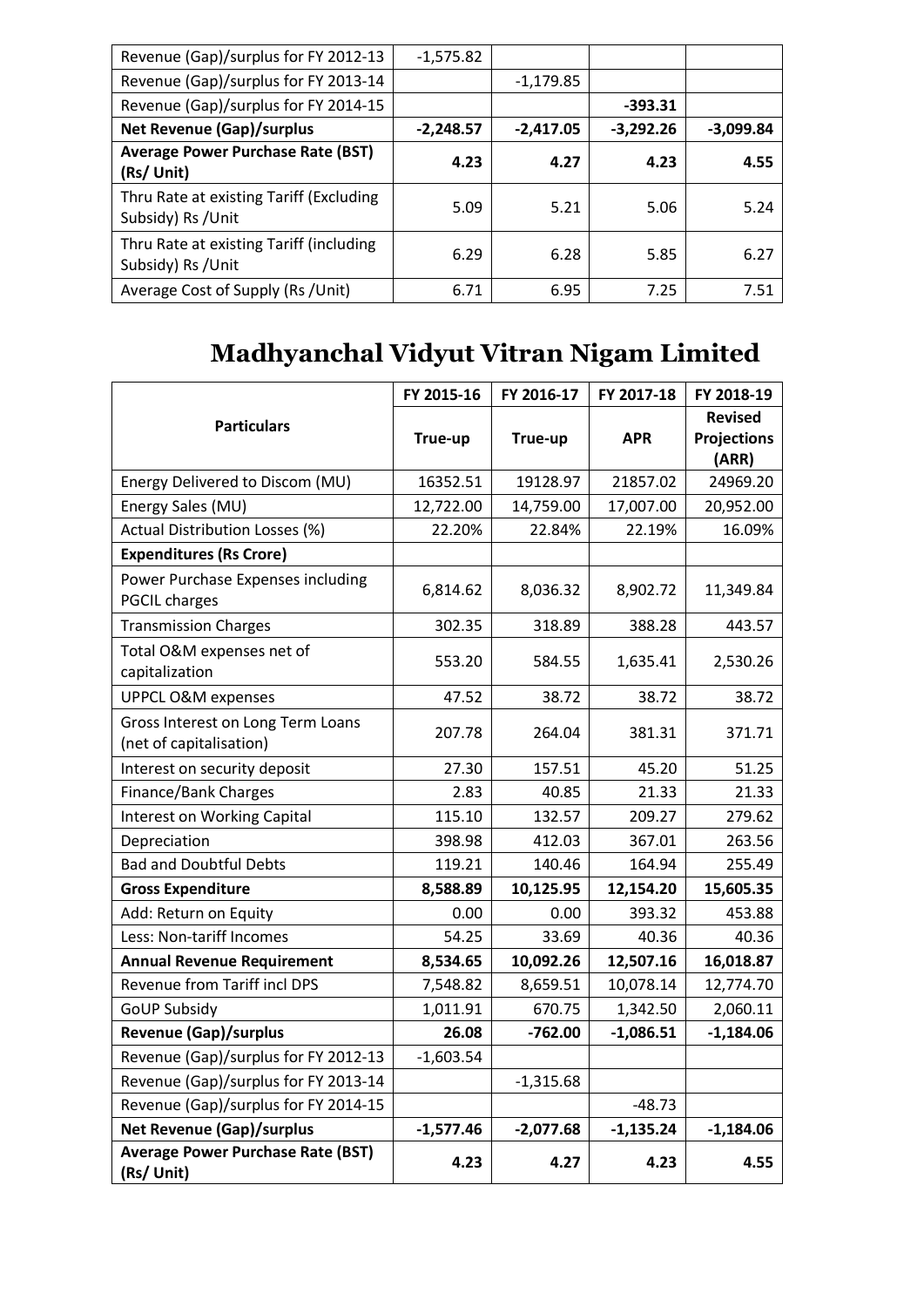| | | | | |
|---|---|---|---|---|
| Revenue (Gap)/surplus for FY 2012-13 | -1,575.82 | | | |
| Revenue (Gap)/surplus for FY 2013-14 | | -1,179.85 | | |
| Revenue (Gap)/surplus for FY 2014-15 | | | **-393.31** | |
| **Net Revenue (Gap)/surplus** | **-2,248.57** | **-2,417.05** | **-3,292.26** | **-3,099.84** |
| **Average Power Purchase Rate (BST) (Rs/ Unit)** | **4.23** | **4.27** | **4.23** | **4.55** |
| Thru Rate at existing Tariff (Excluding Subsidy) Rs /Unit | 5.09 | 5.21 | 5.06 | 5.24 |
| Thru Rate at existing Tariff (including Subsidy) Rs /Unit | 6.29 | 6.28 | 5.85 | 6.27 |
| Average Cost of Supply (Rs /Unit) | 6.71 | 6.95 | 7.25 | 7.51 |

# Madhyanchal Vidyut Vitran Nigam Limited

| Particulars | FY 2015-16 | FY 2016-17 | FY 2017-18 | FY 2018-19 |
|---|---|---|---|---|
| | True-up | True-up | APR | Revised Projections (ARR) |
| Energy Delivered to Discom (MU) | 16352.51 | 19128.97 | 21857.02 | 24969.20 |
| Energy Sales (MU) | 12,722.00 | 14,759.00 | 17,007.00 | 20,952.00 |
| Actual Distribution Losses (%) | 22.20% | 22.84% | 22.19% | 16.09% |
| **Expenditures (Rs Crore)** | | | | |
| Power Purchase Expenses including PGCIL charges | 6,814.62 | 8,036.32 | 8,902.72 | 11,349.84 |
| Transmission Charges | 302.35 | 318.89 | 388.28 | 443.57 |
| Total O&M expenses net of capitalization | 553.20 | 584.55 | 1,635.41 | 2,530.26 |
| UPPCL O&M expenses | 47.52 | 38.72 | 38.72 | 38.72 |
| Gross Interest on Long Term Loans (net of capitalisation) | 207.78 | 264.04 | 381.31 | 371.71 |
| Interest on security deposit | 27.30 | 157.51 | 45.20 | 51.25 |
| Finance/Bank Charges | 2.83 | 40.85 | 21.33 | 21.33 |
| Interest on Working Capital | 115.10 | 132.57 | 209.27 | 279.62 |
| Depreciation | 398.98 | 412.03 | 367.01 | 263.56 |
| Bad and Doubtful Debts | 119.21 | 140.46 | 164.94 | 255.49 |
| **Gross Expenditure** | **8,588.89** | **10,125.95** | **12,154.20** | **15,605.35** |
| Add: Return on Equity | 0.00 | 0.00 | 393.32 | 453.88 |
| Less: Non-tariff Incomes | 54.25 | 33.69 | 40.36 | 40.36 |
| **Annual Revenue Requirement** | **8,534.65** | **10,092.26** | **12,507.16** | **16,018.87** |
| Revenue from Tariff incl DPS | 7,548.82 | 8,659.51 | 10,078.14 | 12,774.70 |
| GoUP Subsidy | 1,011.91 | 670.75 | 1,342.50 | 2,060.11 |
| **Revenue (Gap)/surplus** | **26.08** | **-762.00** | **-1,086.51** | **-1,184.06** |
| Revenue (Gap)/surplus for FY 2012-13 | -1,603.54 | | | |
| Revenue (Gap)/surplus for FY 2013-14 | | -1,315.68 | | |
| Revenue (Gap)/surplus for FY 2014-15 | | | -48.73 | |
| **Net Revenue (Gap)/surplus** | **-1,577.46** | **-2,077.68** | **-1,135.24** | **-1,184.06** |
| **Average Power Purchase Rate (BST) (Rs/ Unit)** | **4.23** | **4.27** | **4.23** | **4.55** |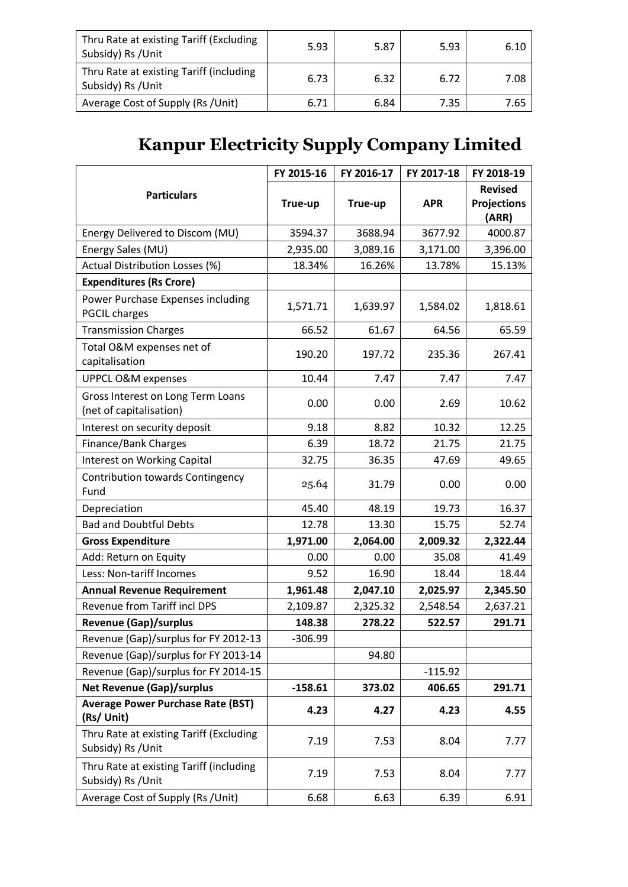| | | | | |
|---|---|---|---|---|
| Thru Rate at existing Tariff (Excluding Subsidy) Rs /Unit | 5.93 | 5.87 | 5.93 | 6.10 |
| Thru Rate at existing Tariff (including Subsidy) Rs /Unit | 6.73 | 6.32 | 6.72 | 7.08 |
| Average Cost of Supply (Rs /Unit) | 6.71 | 6.84 | 7.35 | 7.65 |

# Kanpur Electricity Supply Company Limited

| Particulars | FY 2015-16 | FY 2016-17 | FY 2017-18 | FY 2018-19 |
|---|---|---|---|---|
| | True-up | True-up | APR | Revised Projections (ARR) |
| Energy Delivered to Discom (MU) | 3594.37 | 3688.94 | 3677.92 | 4000.87 |
| Energy Sales (MU) | 2,935.00 | 3,089.16 | 3,171.00 | 3,396.00 |
| Actual Distribution Losses (%) | 18.34% | 16.26% | 13.78% | 15.13% |
| **Expenditures (Rs Crore)** | | | | |
| Power Purchase Expenses including PGCIL charges | 1,571.71 | 1,639.97 | 1,584.02 | 1,818.61 |
| Transmission Charges | 66.52 | 61.67 | 64.56 | 65.59 |
| Total O&M expenses net of capitalisation | 190.20 | 197.72 | 235.36 | 267.41 |
| UPPCL O&M expenses | 10.44 | 7.47 | 7.47 | 7.47 |
| Gross Interest on Long Term Loans (net of capitalisation) | 0.00 | 0.00 | 2.69 | 10.62 |
| Interest on security deposit | 9.18 | 8.82 | 10.32 | 12.25 |
| Finance/Bank Charges | 6.39 | 18.72 | 21.75 | 21.75 |
| Interest on Working Capital | 32.75 | 36.35 | 47.69 | 49.65 |
| Contribution towards Contingency Fund | 25.64 | 31.79 | 0.00 | 0.00 |
| Depreciation | 45.40 | 48.19 | 19.73 | 16.37 |
| Bad and Doubtful Debts | 12.78 | 13.30 | 15.75 | 52.74 |
| **Gross Expenditure** | **1,971.00** | **2,064.00** | **2,009.32** | **2,322.44** |
| Add: Return on Equity | 0.00 | 0.00 | 35.08 | 41.49 |
| Less: Non-tariff Incomes | 9.52 | 16.90 | 18.44 | 18.44 |
| **Annual Revenue Requirement** | **1,961.48** | **2,047.10** | **2,025.97** | **2,345.50** |
| Revenue from Tariff incl DPS | 2,109.87 | 2,325.32 | 2,548.54 | 2,637.21 |
| **Revenue (Gap)/surplus** | **148.38** | **278.22** | **522.57** | **291.71** |
| Revenue (Gap)/surplus for FY 2012-13 | -306.99 | | | |
| Revenue (Gap)/surplus for FY 2013-14 | | 94.80 | | |
| Revenue (Gap)/surplus for FY 2014-15 | | | -115.92 | |
| **Net Revenue (Gap)/surplus** | **-158.61** | **373.02** | **406.65** | **291.71** |
| **Average Power Purchase Rate (BST) (Rs/ Unit)** | **4.23** | **4.27** | **4.23** | **4.55** |
| Thru Rate at existing Tariff (Excluding Subsidy) Rs /Unit | 7.19 | 7.53 | 8.04 | 7.77 |
| Thru Rate at existing Tariff (including Subsidy) Rs /Unit | 7.19 | 7.53 | 8.04 | 7.77 |
| Average Cost of Supply (Rs /Unit) | 6.68 | 6.63 | 6.39 | 6.91 |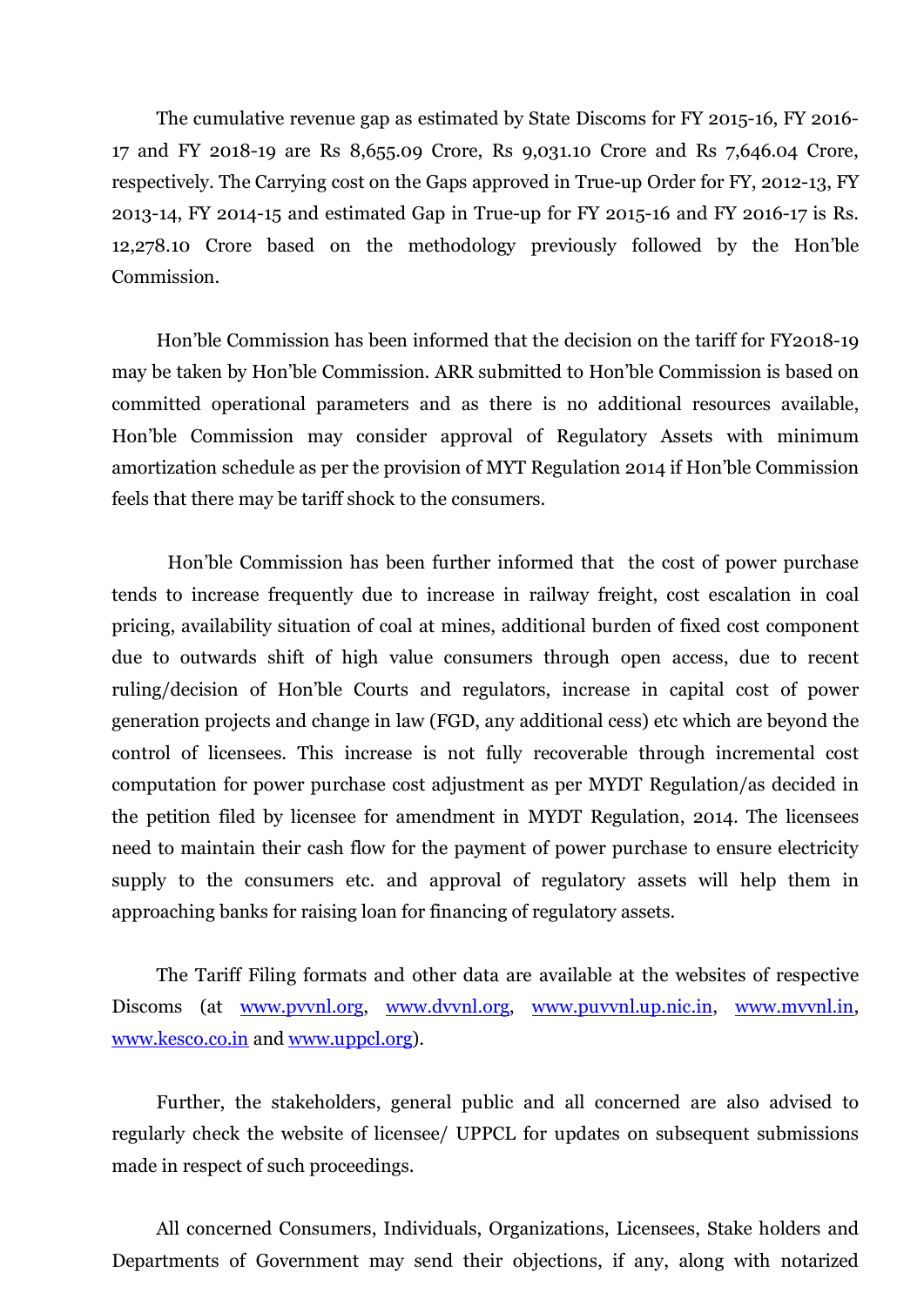The cumulative revenue gap as estimated by State Discoms for FY 2015-16, FY 2016-17 and FY 2018-19 are Rs 8,655.09 Crore, Rs 9,031.10 Crore and Rs 7,646.04 Crore, respectively. The Carrying cost on the Gaps approved in True-up Order for FY, 2012-13, FY 2013-14, FY 2014-15 and estimated Gap in True-up for FY 2015-16 and FY 2016-17 is Rs. 12,278.10 Crore based on the methodology previously followed by the Hon'ble Commission.

Hon'ble Commission has been informed that the decision on the tariff for FY2018-19 may be taken by Hon'ble Commission. ARR submitted to Hon'ble Commission is based on committed operational parameters and as there is no additional resources available, Hon'ble Commission may consider approval of Regulatory Assets with minimum amortization schedule as per the provision of MYT Regulation 2014 if Hon'ble Commission feels that there may be tariff shock to the consumers.

Hon'ble Commission has been further informed that the cost of power purchase tends to increase frequently due to increase in railway freight, cost escalation in coal pricing, availability situation of coal at mines, additional burden of fixed cost component due to outwards shift of high value consumers through open access, due to recent ruling/decision of Hon'ble Courts and regulators, increase in capital cost of power generation projects and change in law (FGD, any additional cess) etc which are beyond the control of licensees. This increase is not fully recoverable through incremental cost computation for power purchase cost adjustment as per MYDT Regulation/as decided in the petition filed by licensee for amendment in MYDT Regulation, 2014. The licensees need to maintain their cash flow for the payment of power purchase to ensure electricity supply to the consumers etc. and approval of regulatory assets will help them in approaching banks for raising loan for financing of regulatory assets.

The Tariff Filing formats and other data are available at the websites of respective Discoms (at www.pvvnl.org, www.dvvnl.org, www.puvvnl.up.nic.in, www.mvvnl.in, www.kesco.co.in and www.uppcl.org).

Further, the stakeholders, general public and all concerned are also advised to regularly check the website of licensee/ UPPCL for updates on subsequent submissions made in respect of such proceedings.

All concerned Consumers, Individuals, Organizations, Licensees, Stake holders and Departments of Government may send their objections, if any, along with notarized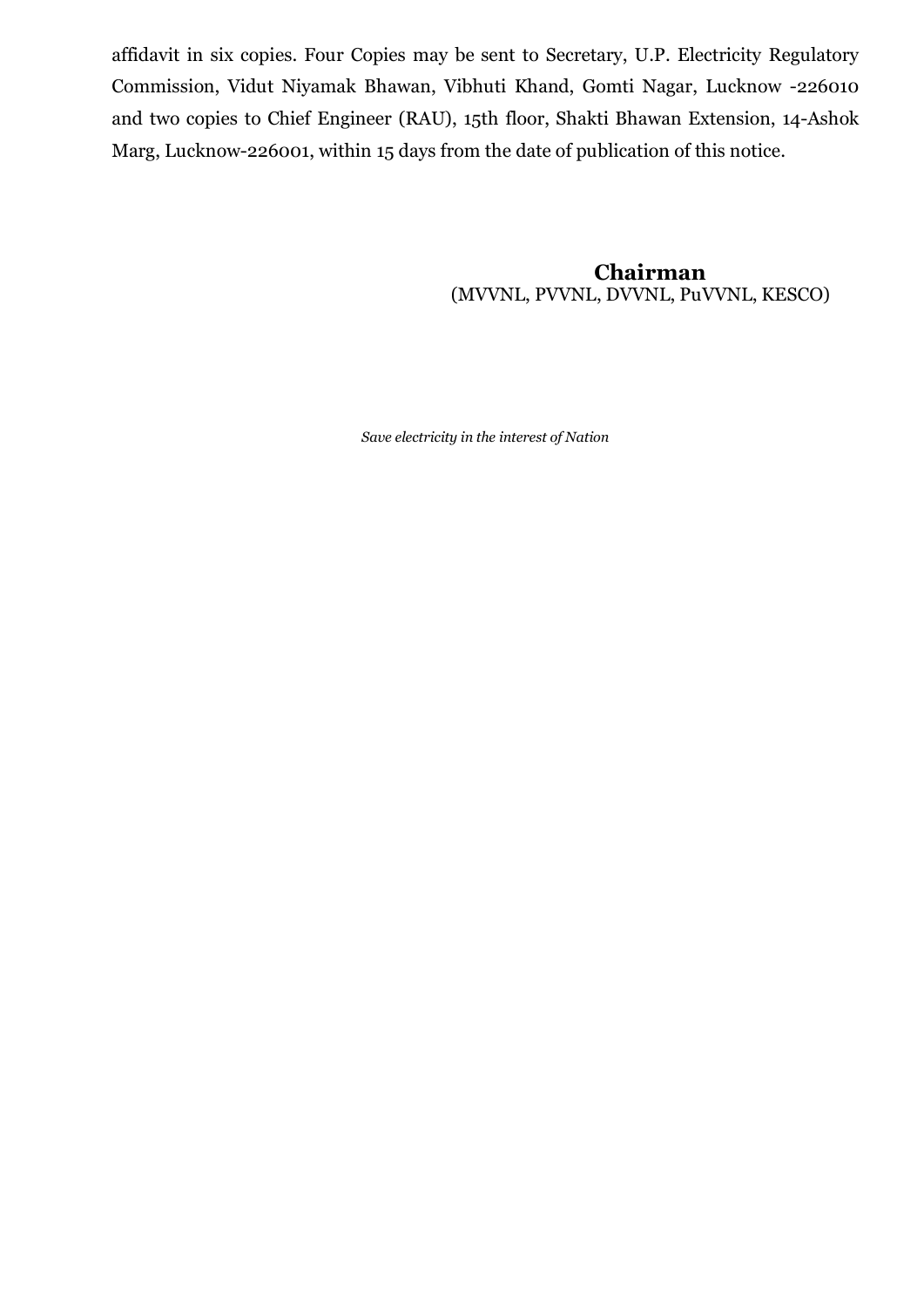affidavit in six copies. Four Copies may be sent to Secretary, U.P. Electricity Regulatory Commission, Vidut Niyamak Bhawan, Vibhuti Khand, Gomti Nagar, Lucknow -226010 and two copies to Chief Engineer (RAU), 15th floor, Shakti Bhawan Extension, 14-Ashok Marg, Lucknow-226001, within 15 days from the date of publication of this notice.

**Chairman**
(MVVNL, PVVNL, DVVNL, PuVVNL, KESCO)

*Save electricity in the interest of Nation*